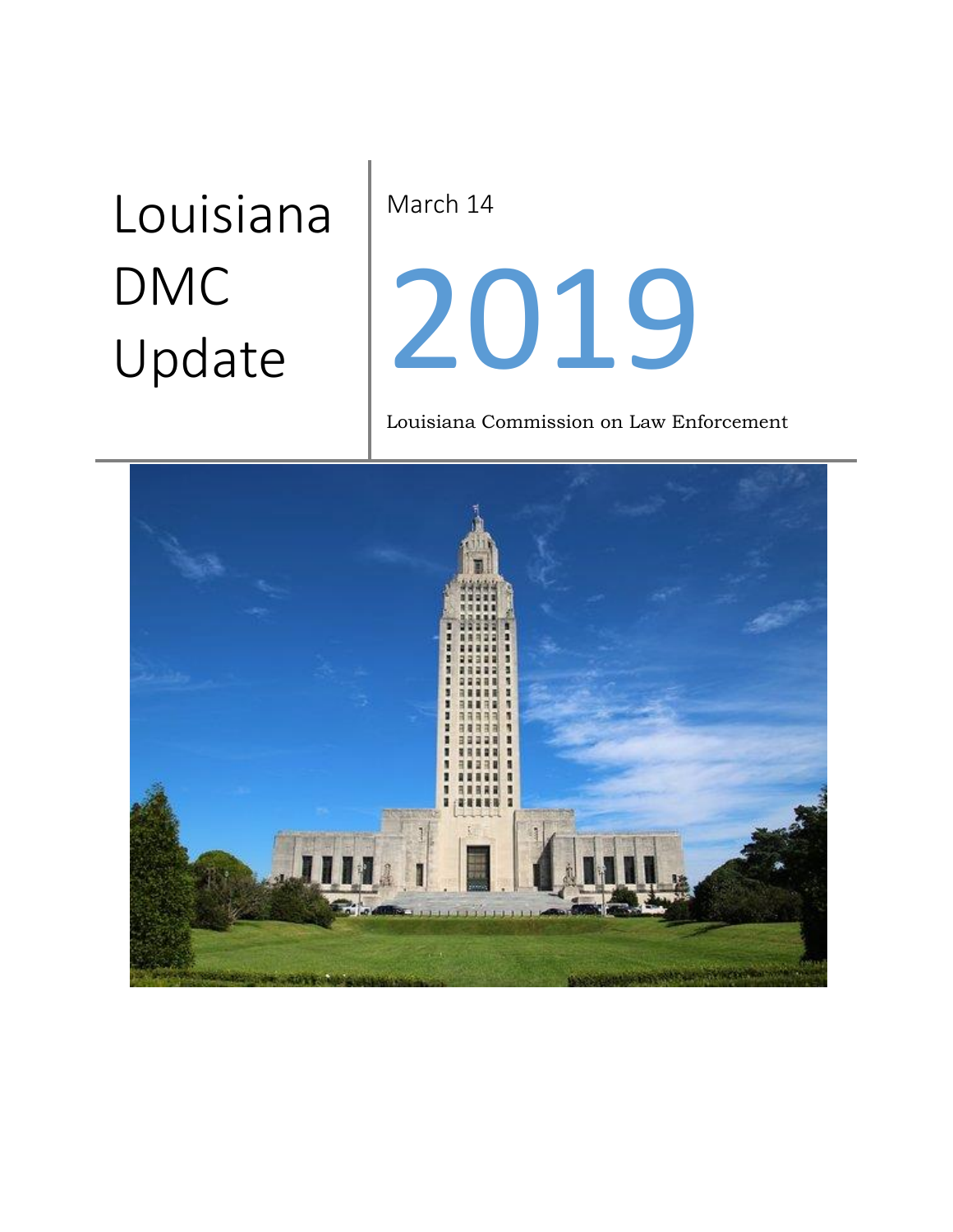# Louisiana DMC Update

March 14

# 2019

Louisiana Commission on Law Enforcement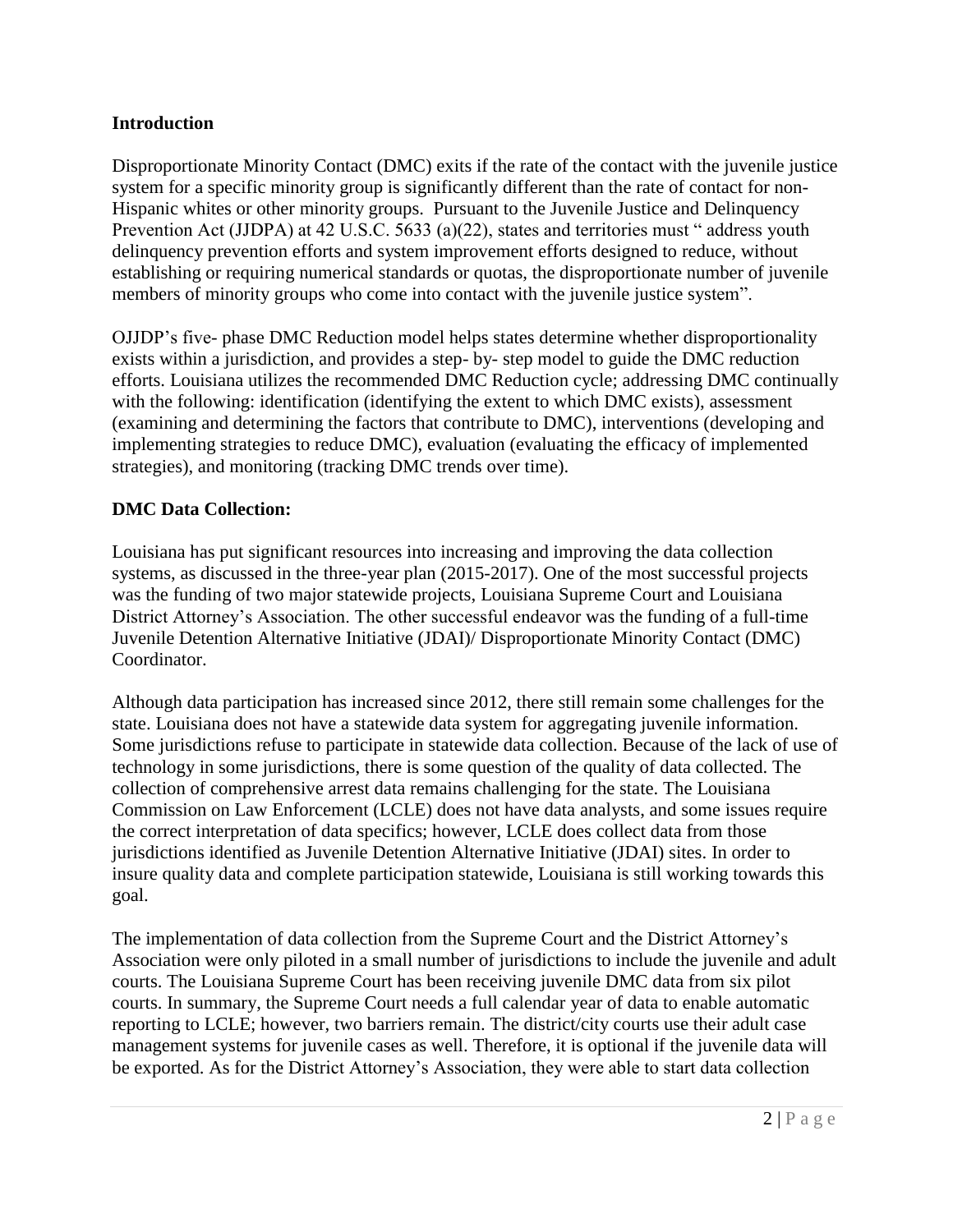**Introduction**

Disproportionate Minority Contact (DMC) exits if the rate of the contact with the juvenile justice system for a specific minority group is significantly different than the rate of contact for non-Hispanic whites or other minority groups. Pursuant to the Juvenile Justice and Delinquency Prevention Act (JJDPA) at 42 U.S.C. 5633 (a)(22), states and territories must " address youth delinquency prevention efforts and system improvement efforts designed to reduce, without establishing or requiring numerical standards or quotas, the disproportionate number of juvenile members of minority groups who come into contact with the juvenile justice system".

OJJDP's five- phase DMC Reduction model helps states determine whether disproportionality exists within a jurisdiction, and provides a step- by- step model to guide the DMC reduction efforts. Louisiana utilizes the recommended DMC Reduction cycle; addressing DMC continually with the following: identification (identifying the extent to which DMC exists), assessment (examining and determining the factors that contribute to DMC), interventions (developing and implementing strategies to reduce DMC), evaluation (evaluating the efficacy of implemented strategies), and monitoring (tracking DMC trends over time).

**DMC Data Collection:**

Louisiana has put significant resources into increasing and improving the data collection systems, as discussed in the three-year plan (2015-2017). One of the most successful projects was the funding of two major statewide projects, Louisiana Supreme Court and Louisiana District Attorney's Association. The other successful endeavor was the funding of a full-time Juvenile Detention Alternative Initiative (JDAI)/ Disproportionate Minority Contact (DMC) Coordinator.

Although data participation has increased since 2012, there still remain some challenges for the state. Louisiana does not have a statewide data system for aggregating juvenile information. Some jurisdictions refuse to participate in statewide data collection. Because of the lack of use of technology in some jurisdictions, there is some question of the quality of data collected. The collection of comprehensive arrest data remains challenging for the state. The Louisiana Commission on Law Enforcement (LCLE) does not have data analysts, and some issues require the correct interpretation of data specifics; however, LCLE does collect data from those jurisdictions identified as Juvenile Detention Alternative Initiative (JDAI) sites. In order to insure quality data and complete participation statewide, Louisiana is still working towards this goal.

The implementation of data collection from the Supreme Court and the District Attorney's Association were only piloted in a small number of jurisdictions to include the juvenile and adult courts. The Louisiana Supreme Court has been receiving juvenile DMC data from six pilot courts. In summary, the Supreme Court needs a full calendar year of data to enable automatic reporting to LCLE; however, two barriers remain. The district/city courts use their adult case management systems for juvenile cases as well. Therefore, it is optional if the juvenile data will be exported. As for the District Attorney's Association, they were able to start data collection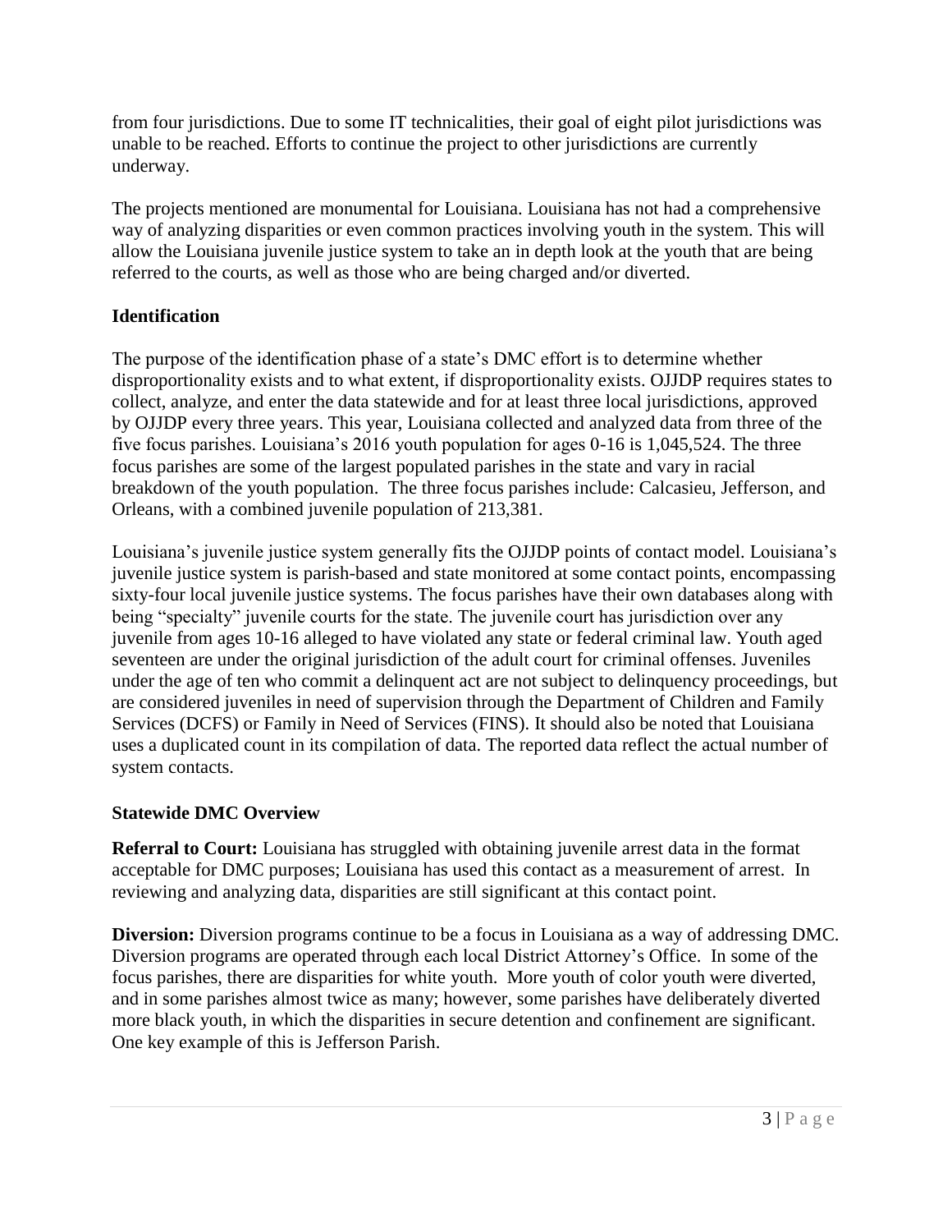from four jurisdictions. Due to some IT technicalities, their goal of eight pilot jurisdictions was unable to be reached. Efforts to continue the project to other jurisdictions are currently underway.

The projects mentioned are monumental for Louisiana. Louisiana has not had a comprehensive way of analyzing disparities or even common practices involving youth in the system. This will allow the Louisiana juvenile justice system to take an in depth look at the youth that are being referred to the courts, as well as those who are being charged and/or diverted.

## Identification

The purpose of the identification phase of a state's DMC effort is to determine whether disproportionality exists and to what extent, if disproportionality exists. OJJDP requires states to collect, analyze, and enter the data statewide and for at least three local jurisdictions, approved by OJJDP every three years. This year, Louisiana collected and analyzed data from three of the five focus parishes. Louisiana's 2016 youth population for ages 0-16 is 1,045,524. The three focus parishes are some of the largest populated parishes in the state and vary in racial breakdown of the youth population. The three focus parishes include: Calcasieu, Jefferson, and Orleans, with a combined juvenile population of 213,381.

Louisiana's juvenile justice system generally fits the OJJDP points of contact model. Louisiana's juvenile justice system is parish-based and state monitored at some contact points, encompassing sixty-four local juvenile justice systems. The focus parishes have their own databases along with being "specialty" juvenile courts for the state. The juvenile court has jurisdiction over any juvenile from ages 10-16 alleged to have violated any state or federal criminal law. Youth aged seventeen are under the original jurisdiction of the adult court for criminal offenses. Juveniles under the age of ten who commit a delinquent act are not subject to delinquency proceedings, but are considered juveniles in need of supervision through the Department of Children and Family Services (DCFS) or Family in Need of Services (FINS). It should also be noted that Louisiana uses a duplicated count in its compilation of data. The reported data reflect the actual number of system contacts.

## Statewide DMC Overview

**Referral to Court:** Louisiana has struggled with obtaining juvenile arrest data in the format acceptable for DMC purposes; Louisiana has used this contact as a measurement of arrest. In reviewing and analyzing data, disparities are still significant at this contact point.

**Diversion:** Diversion programs continue to be a focus in Louisiana as a way of addressing DMC. Diversion programs are operated through each local District Attorney's Office. In some of the focus parishes, there are disparities for white youth. More youth of color youth were diverted, and in some parishes almost twice as many; however, some parishes have deliberately diverted more black youth, in which the disparities in secure detention and confinement are significant. One key example of this is Jefferson Parish.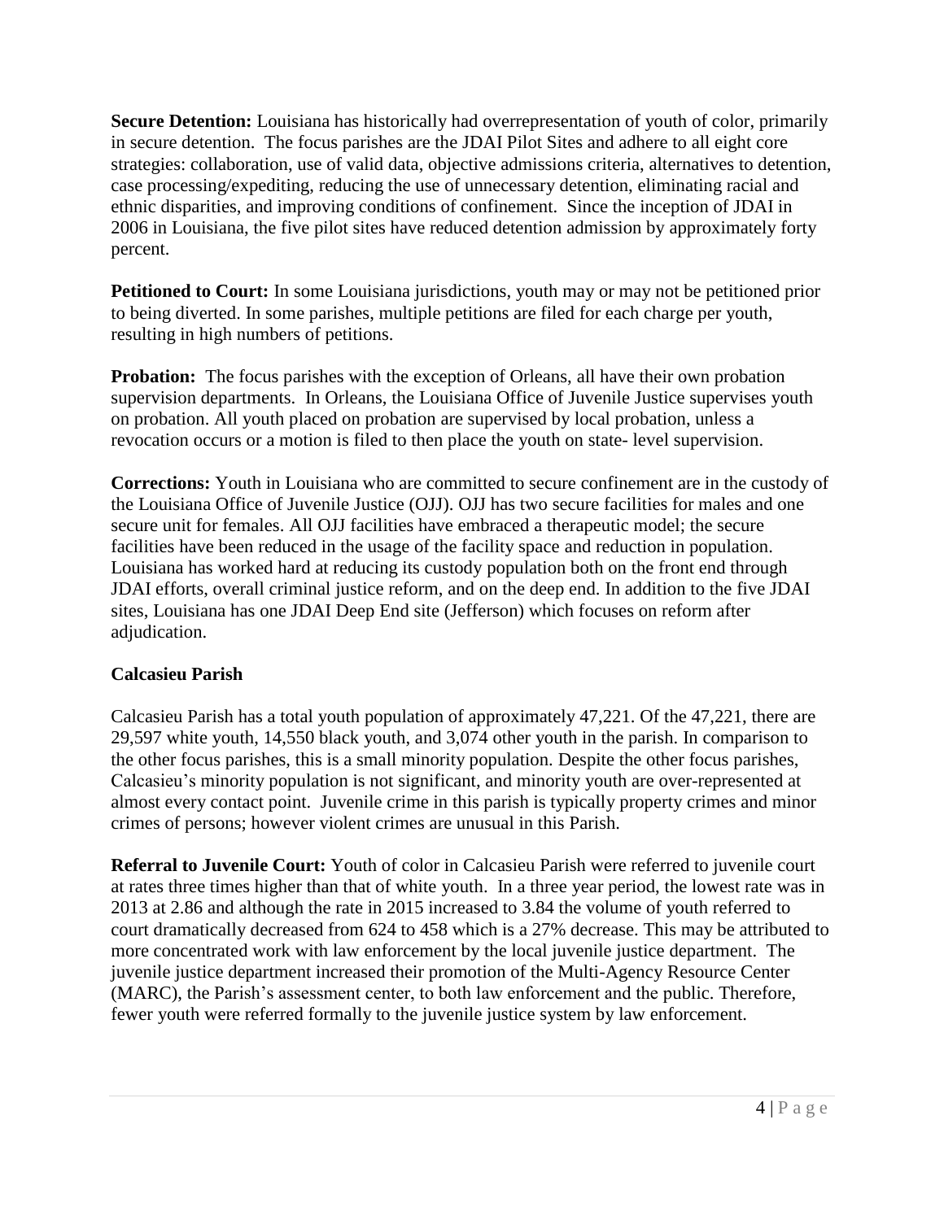**Secure Detention:** Louisiana has historically had overrepresentation of youth of color, primarily in secure detention. The focus parishes are the JDAI Pilot Sites and adhere to all eight core strategies: collaboration, use of valid data, objective admissions criteria, alternatives to detention, case processing/expediting, reducing the use of unnecessary detention, eliminating racial and ethnic disparities, and improving conditions of confinement. Since the inception of JDAI in 2006 in Louisiana, the five pilot sites have reduced detention admission by approximately forty percent.

**Petitioned to Court:** In some Louisiana jurisdictions, youth may or may not be petitioned prior to being diverted. In some parishes, multiple petitions are filed for each charge per youth, resulting in high numbers of petitions.

**Probation:** The focus parishes with the exception of Orleans, all have their own probation supervision departments. In Orleans, the Louisiana Office of Juvenile Justice supervises youth on probation. All youth placed on probation are supervised by local probation, unless a revocation occurs or a motion is filed to then place the youth on state- level supervision.

**Corrections:** Youth in Louisiana who are committed to secure confinement are in the custody of the Louisiana Office of Juvenile Justice (OJJ). OJJ has two secure facilities for males and one secure unit for females. All OJJ facilities have embraced a therapeutic model; the secure facilities have been reduced in the usage of the facility space and reduction in population. Louisiana has worked hard at reducing its custody population both on the front end through JDAI efforts, overall criminal justice reform, and on the deep end. In addition to the five JDAI sites, Louisiana has one JDAI Deep End site (Jefferson) which focuses on reform after adjudication.

**Calcasieu Parish**

Calcasieu Parish has a total youth population of approximately 47,221. Of the 47,221, there are 29,597 white youth, 14,550 black youth, and 3,074 other youth in the parish. In comparison to the other focus parishes, this is a small minority population. Despite the other focus parishes, Calcasieu's minority population is not significant, and minority youth are over-represented at almost every contact point. Juvenile crime in this parish is typically property crimes and minor crimes of persons; however violent crimes are unusual in this Parish.

**Referral to Juvenile Court:** Youth of color in Calcasieu Parish were referred to juvenile court at rates three times higher than that of white youth. In a three year period, the lowest rate was in 2013 at 2.86 and although the rate in 2015 increased to 3.84 the volume of youth referred to court dramatically decreased from 624 to 458 which is a 27% decrease. This may be attributed to more concentrated work with law enforcement by the local juvenile justice department. The juvenile justice department increased their promotion of the Multi-Agency Resource Center (MARC), the Parish's assessment center, to both law enforcement and the public. Therefore, fewer youth were referred formally to the juvenile justice system by law enforcement.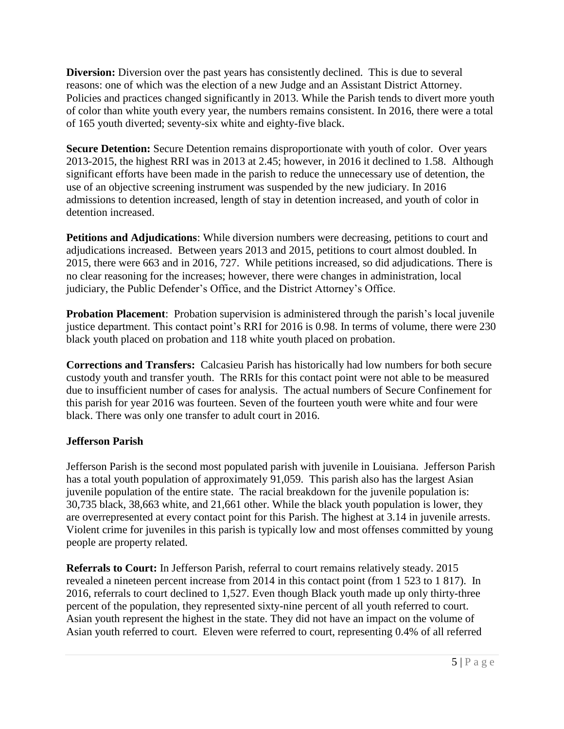**Diversion:** Diversion over the past years has consistently declined. This is due to several reasons: one of which was the election of a new Judge and an Assistant District Attorney. Policies and practices changed significantly in 2013. While the Parish tends to divert more youth of color than white youth every year, the numbers remains consistent. In 2016, there were a total of 165 youth diverted; seventy-six white and eighty-five black.

**Secure Detention:** Secure Detention remains disproportionate with youth of color. Over years 2013-2015, the highest RRI was in 2013 at 2.45; however, in 2016 it declined to 1.58. Although significant efforts have been made in the parish to reduce the unnecessary use of detention, the use of an objective screening instrument was suspended by the new judiciary. In 2016 admissions to detention increased, length of stay in detention increased, and youth of color in detention increased.

**Petitions and Adjudications**: While diversion numbers were decreasing, petitions to court and adjudications increased. Between years 2013 and 2015, petitions to court almost doubled. In 2015, there were 663 and in 2016, 727. While petitions increased, so did adjudications. There is no clear reasoning for the increases; however, there were changes in administration, local judiciary, the Public Defender's Office, and the District Attorney's Office.

**Probation Placement**: Probation supervision is administered through the parish's local juvenile justice department. This contact point's RRI for 2016 is 0.98. In terms of volume, there were 230 black youth placed on probation and 118 white youth placed on probation.

**Corrections and Transfers:** Calcasieu Parish has historically had low numbers for both secure custody youth and transfer youth. The RRIs for this contact point were not able to be measured due to insufficient number of cases for analysis. The actual numbers of Secure Confinement for this parish for year 2016 was fourteen. Seven of the fourteen youth were white and four were black. There was only one transfer to adult court in 2016.

### Jefferson Parish

Jefferson Parish is the second most populated parish with juvenile in Louisiana. Jefferson Parish has a total youth population of approximately 91,059. This parish also has the largest Asian juvenile population of the entire state. The racial breakdown for the juvenile population is: 30,735 black, 38,663 white, and 21,661 other. While the black youth population is lower, they are overrepresented at every contact point for this Parish. The highest at 3.14 in juvenile arrests. Violent crime for juveniles in this parish is typically low and most offenses committed by young people are property related.

**Referrals to Court:** In Jefferson Parish, referral to court remains relatively steady. 2015 revealed a nineteen percent increase from 2014 in this contact point (from 1 523 to 1 817). In 2016, referrals to court declined to 1,527. Even though Black youth made up only thirty-three percent of the population, they represented sixty-nine percent of all youth referred to court. Asian youth represent the highest in the state. They did not have an impact on the volume of Asian youth referred to court. Eleven were referred to court, representing 0.4% of all referred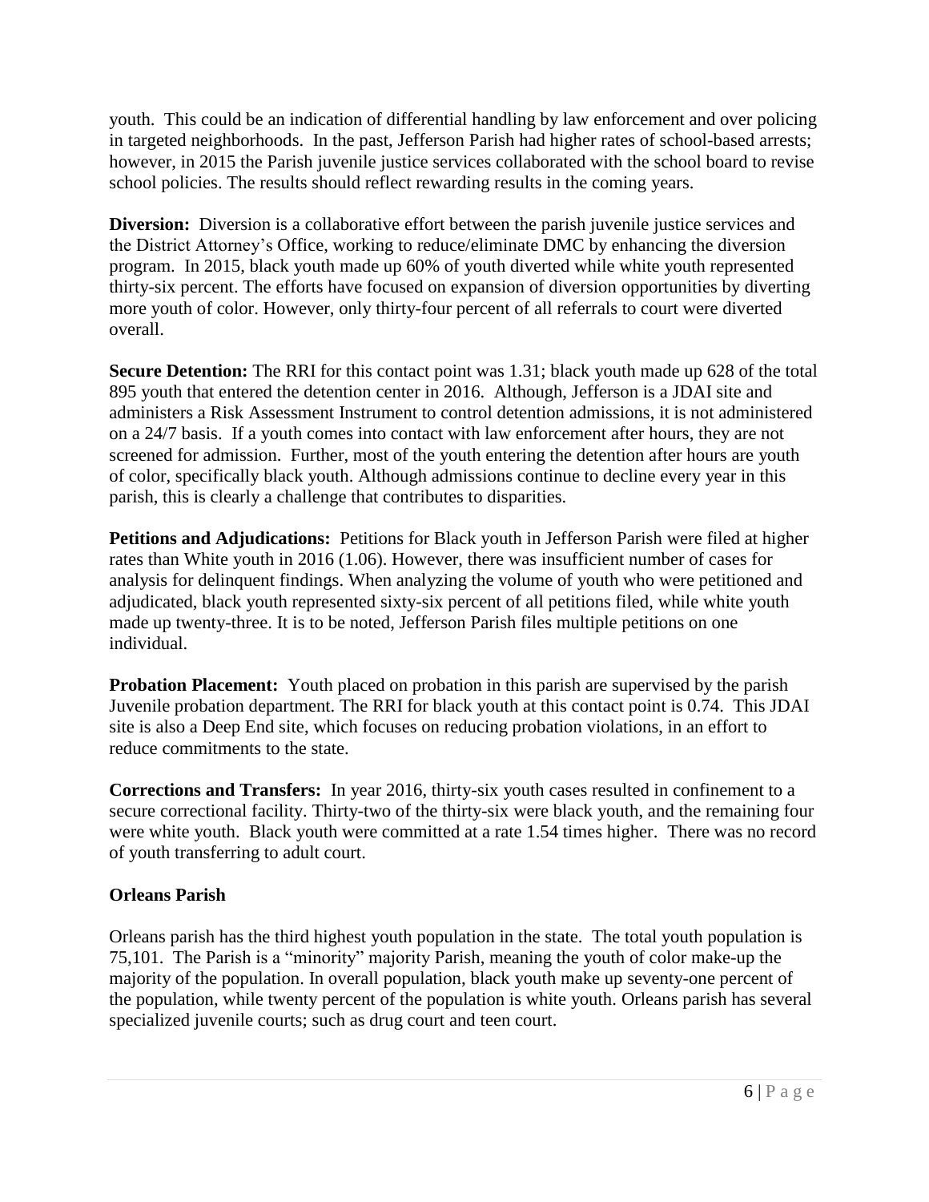youth. This could be an indication of differential handling by law enforcement and over policing in targeted neighborhoods. In the past, Jefferson Parish had higher rates of school-based arrests; however, in 2015 the Parish juvenile justice services collaborated with the school board to revise school policies. The results should reflect rewarding results in the coming years.

**Diversion:** Diversion is a collaborative effort between the parish juvenile justice services and the District Attorney's Office, working to reduce/eliminate DMC by enhancing the diversion program. In 2015, black youth made up 60% of youth diverted while white youth represented thirty-six percent. The efforts have focused on expansion of diversion opportunities by diverting more youth of color. However, only thirty-four percent of all referrals to court were diverted overall.

**Secure Detention:** The RRI for this contact point was 1.31; black youth made up 628 of the total 895 youth that entered the detention center in 2016. Although, Jefferson is a JDAI site and administers a Risk Assessment Instrument to control detention admissions, it is not administered on a 24/7 basis. If a youth comes into contact with law enforcement after hours, they are not screened for admission. Further, most of the youth entering the detention after hours are youth of color, specifically black youth. Although admissions continue to decline every year in this parish, this is clearly a challenge that contributes to disparities.

**Petitions and Adjudications:** Petitions for Black youth in Jefferson Parish were filed at higher rates than White youth in 2016 (1.06). However, there was insufficient number of cases for analysis for delinquent findings. When analyzing the volume of youth who were petitioned and adjudicated, black youth represented sixty-six percent of all petitions filed, while white youth made up twenty-three. It is to be noted, Jefferson Parish files multiple petitions on one individual.

**Probation Placement:** Youth placed on probation in this parish are supervised by the parish Juvenile probation department. The RRI for black youth at this contact point is 0.74. This JDAI site is also a Deep End site, which focuses on reducing probation violations, in an effort to reduce commitments to the state.

**Corrections and Transfers:** In year 2016, thirty-six youth cases resulted in confinement to a secure correctional facility. Thirty-two of the thirty-six were black youth, and the remaining four were white youth. Black youth were committed at a rate 1.54 times higher. There was no record of youth transferring to adult court.

### Orleans Parish

Orleans parish has the third highest youth population in the state. The total youth population is 75,101. The Parish is a "minority" majority Parish, meaning the youth of color make-up the majority of the population. In overall population, black youth make up seventy-one percent of the population, while twenty percent of the population is white youth. Orleans parish has several specialized juvenile courts; such as drug court and teen court.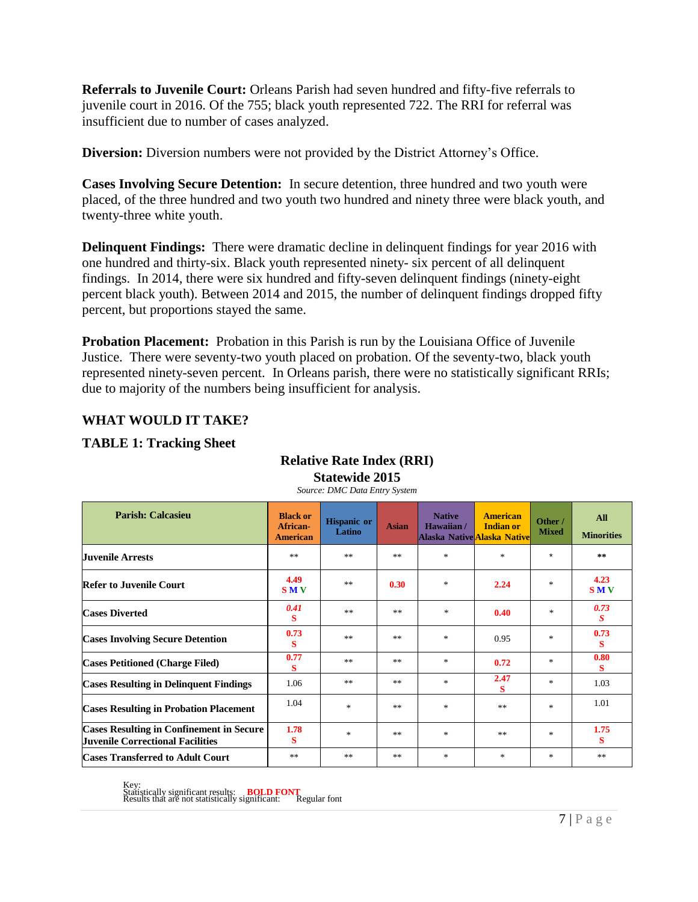**Referrals to Juvenile Court:** Orleans Parish had seven hundred and fifty-five referrals to juvenile court in 2016. Of the 755; black youth represented 722. The RRI for referral was insufficient due to number of cases analyzed.

**Diversion:** Diversion numbers were not provided by the District Attorney's Office.

**Cases Involving Secure Detention:** In secure detention, three hundred and two youth were placed, of the three hundred and two youth two hundred and ninety three were black youth, and twenty-three white youth.

**Delinquent Findings:** There were dramatic decline in delinquent findings for year 2016 with one hundred and thirty-six. Black youth represented ninety- six percent of all delinquent findings. In 2014, there were six hundred and fifty-seven delinquent findings (ninety-eight percent black youth). Between 2014 and 2015, the number of delinquent findings dropped fifty percent, but proportions stayed the same.

**Probation Placement:** Probation in this Parish is run by the Louisiana Office of Juvenile Justice. There were seventy-two youth placed on probation. Of the seventy-two, black youth represented ninety-seven percent. In Orleans parish, there were no statistically significant RRIs; due to majority of the numbers being insufficient for analysis.

## WHAT WOULD IT TAKE?

### TABLE 1: Tracking Sheet

**Relative Rate Index (RRI)**
**Statewide 2015**
*Source: DMC Data Entry System*

| Parish: Calcasieu | Black or African-American | Hispanic or Latino | Asian | Native Hawaiian / Alaska Native | American Indian or Alaska Native | Other / Mixed | All Minorities |
|---|---|---|---|---|---|---|---|
| Juvenile Arrests | ** | ** | ** | * | * | * | ** |
| Refer to Juvenile Court | **4.49 S M V** | ** | **0.30** | * | **2.24** | * | **4.23 S M V** |
| Cases Diverted | ***0.41 S*** | ** | ** | * | **0.40** | * | ***0.73 S*** |
| Cases Involving Secure Detention | **0.73 S** | ** | ** | * | 0.95 | * | **0.73 S** |
| Cases Petitioned (Charge Filed) | **0.77 S** | ** | ** | * | **0.72** | * | **0.80 S** |
| Cases Resulting in Delinquent Findings | 1.06 | ** | ** | * | **2.47 S** | * | 1.03 |
| Cases Resulting in Probation Placement | 1.04 | * | ** | * | ** | * | 1.01 |
| Cases Resulting in Confinement in Secure Juvenile Correctional Facilities | **1.78 S** | * | ** | * | ** | * | **1.75 S** |
| Cases Transferred to Adult Court | ** | ** | ** | * | * | * | ** |

Key:
Statistically significant results: **BOLD FONT**
Results that are not statistically significant: Regular font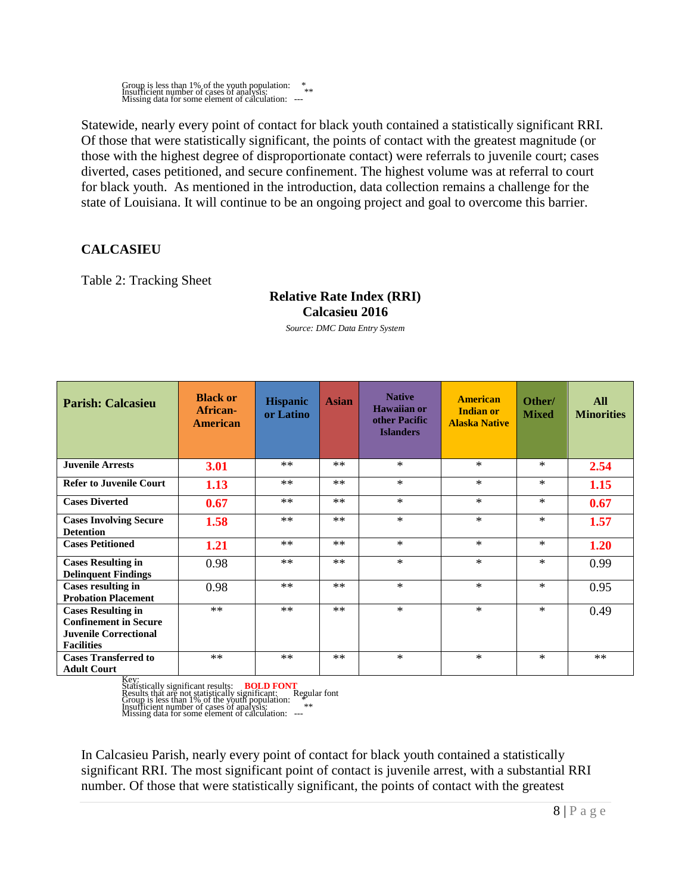Group is less than 1% of the youth population: *
Insufficient number of cases of analysis: **
Missing data for some element of calculation: ---

Statewide, nearly every point of contact for black youth contained a statistically significant RRI. Of those that were statistically significant, the points of contact with the greatest magnitude (or those with the highest degree of disproportionate contact) were referrals to juvenile court; cases diverted, cases petitioned, and secure confinement. The highest volume was at referral to court for black youth. As mentioned in the introduction, data collection remains a challenge for the state of Louisiana. It will continue to be an ongoing project and goal to overcome this barrier.

## CALCASIEU

Table 2: Tracking Sheet

**Relative Rate Index (RRI)**
**Calcasieu 2016**

*Source: DMC Data Entry System*

| Parish: Calcasieu | Black or African-American | Hispanic or Latino | Asian | Native Hawaiian or other Pacific Islanders | American Indian or Alaska Native | Other/ Mixed | All Minorities |
|---|---|---|---|---|---|---|---|
| Juvenile Arrests | **3.01** | ** | ** | * | * | * | **2.54** |
| Refer to Juvenile Court | **1.13** | ** | ** | * | * | * | **1.15** |
| Cases Diverted | **0.67** | ** | ** | * | * | * | **0.67** |
| Cases Involving Secure Detention | **1.58** | ** | ** | * | * | * | **1.57** |
| Cases Petitioned | **1.21** | ** | ** | * | * | * | **1.20** |
| Cases Resulting in Delinquent Findings | 0.98 | ** | ** | * | * | * | 0.99 |
| Cases resulting in Probation Placement | 0.98 | ** | ** | * | * | * | 0.95 |
| Cases Resulting in Confinement in Secure Juvenile Correctional Facilities | ** | ** | ** | * | * | * | 0.49 |
| Cases Transferred to Adult Court | ** | ** | ** | * | * | * | ** |

Key:
Statistically significant results: **BOLD FONT**
Results that are not statistically significant: Regular font
Group is less than 1% of the youth population: *
Insufficient number of cases of analysis: **
Missing data for some element of calculation: ---

In Calcasieu Parish, nearly every point of contact for black youth contained a statistically significant RRI. The most significant point of contact is juvenile arrest, with a substantial RRI number. Of those that were statistically significant, the points of contact with the greatest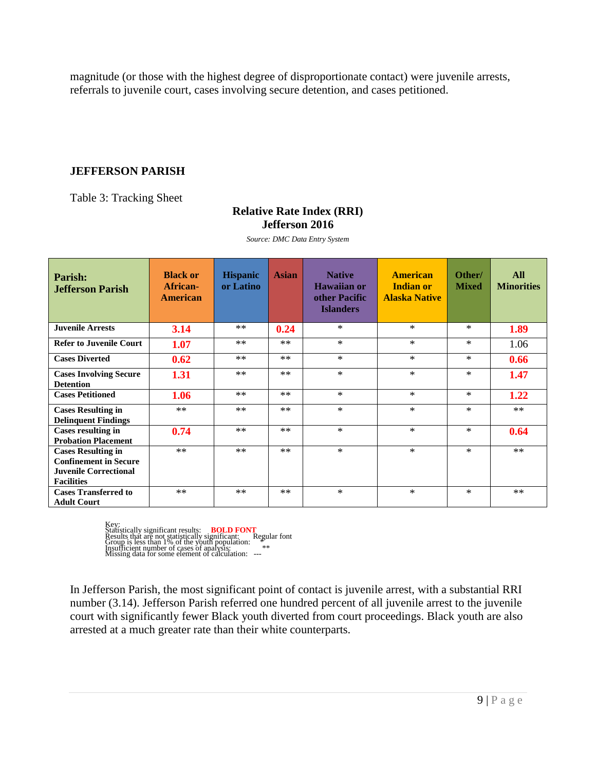magnitude (or those with the highest degree of disproportionate contact) were juvenile arrests, referrals to juvenile court, cases involving secure detention, and cases petitioned.

### JEFFERSON PARISH

Table 3: Tracking Sheet

**Relative Rate Index (RRI)**
**Jefferson 2016**

*Source: DMC Data Entry System*

| Parish: Jefferson Parish | Black or African-American | Hispanic or Latino | Asian | Native Hawaiian or other Pacific Islanders | American Indian or Alaska Native | Other/ Mixed | All Minorities |
|---|---|---|---|---|---|---|---|
| Juvenile Arrests | **3.14** | ** | **0.24** | * | * | * | **1.89** |
| Refer to Juvenile Court | **1.07** | ** | ** | * | * | * | 1.06 |
| Cases Diverted | **0.62** | ** | ** | * | * | * | **0.66** |
| Cases Involving Secure Detention | **1.31** | ** | ** | * | * | * | **1.47** |
| Cases Petitioned | **1.06** | ** | ** | * | * | * | **1.22** |
| Cases Resulting in Delinquent Findings | ** | ** | ** | * | * | * | ** |
| Cases resulting in Probation Placement | **0.74** | ** | ** | * | * | * | **0.64** |
| Cases Resulting in Confinement in Secure Juvenile Correctional Facilities | ** | ** | ** | * | * | * | ** |
| Cases Transferred to Adult Court | ** | ** | ** | * | * | * | ** |

Key:
Statistically significant results: **BOLD FONT**
Results that are not statistically significant: Regular font
Group is less than 1% of the youth population: *
Insufficient number of cases of analysis: **
Missing data for some element of calculation: ---

In Jefferson Parish, the most significant point of contact is juvenile arrest, with a substantial RRI number (3.14). Jefferson Parish referred one hundred percent of all juvenile arrest to the juvenile court with significantly fewer Black youth diverted from court proceedings. Black youth are also arrested at a much greater rate than their white counterparts.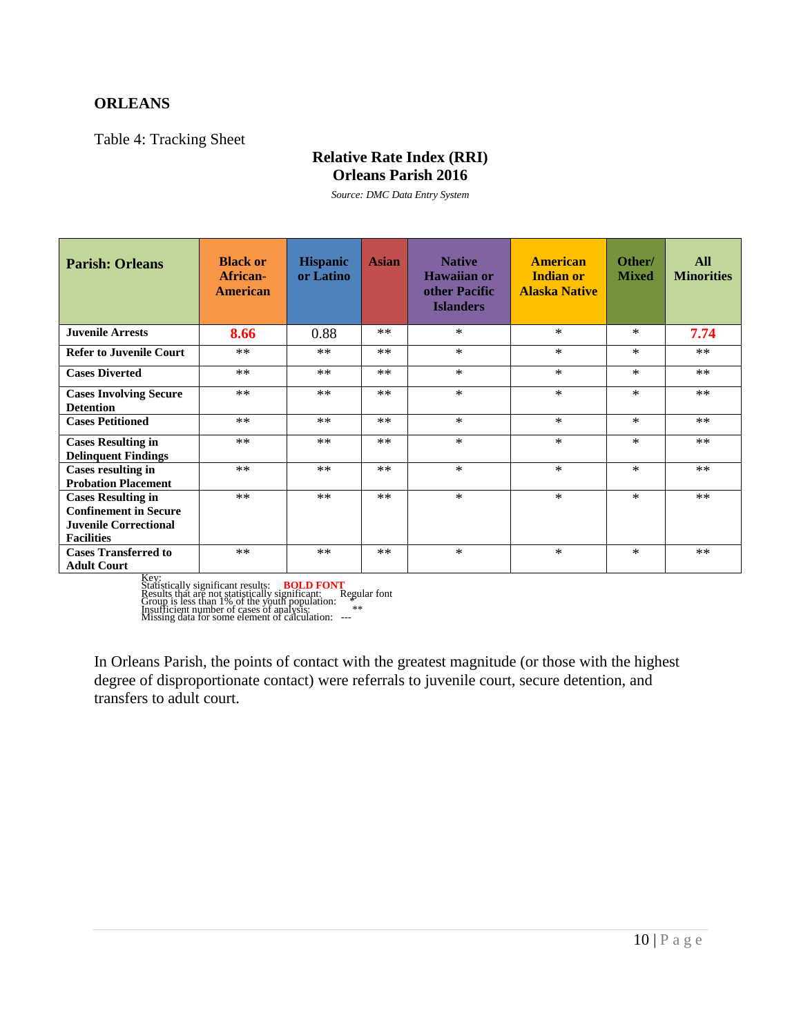## ORLEANS

Table 4: Tracking Sheet

**Relative Rate Index (RRI)**
**Orleans Parish 2016**

*Source: DMC Data Entry System*

| Parish: Orleans | Black or African-American | Hispanic or Latino | Asian | Native Hawaiian or other Pacific Islanders | American Indian or Alaska Native | Other/ Mixed | All Minorities |
|---|---|---|---|---|---|---|---|
| **Juvenile Arrests** | **8.66** | 0.88 | ** | * | * | * | **7.74** |
| **Refer to Juvenile Court** | ** | ** | ** | * | * | * | ** |
| **Cases Diverted** | ** | ** | ** | * | * | * | ** |
| **Cases Involving Secure Detention** | ** | ** | ** | * | * | * | ** |
| **Cases Petitioned** | ** | ** | ** | * | * | * | ** |
| **Cases Resulting in Delinquent Findings** | ** | ** | ** | * | * | * | ** |
| **Cases resulting in Probation Placement** | ** | ** | ** | * | * | * | ** |
| **Cases Resulting in Confinement in Secure Juvenile Correctional Facilities** | ** | ** | ** | * | * | * | ** |
| **Cases Transferred to Adult Court** | ** | ** | ** | * | * | * | ** |

Key:
Statistically significant results: **BOLD FONT**
Results that are not statistically significant: Regular font
Group is less than 1% of the youth population: *
Insufficient number of cases of analysis: **
Missing data for some element of calculation: ---

In Orleans Parish, the points of contact with the greatest magnitude (or those with the highest degree of disproportionate contact) were referrals to juvenile court, secure detention, and transfers to adult court.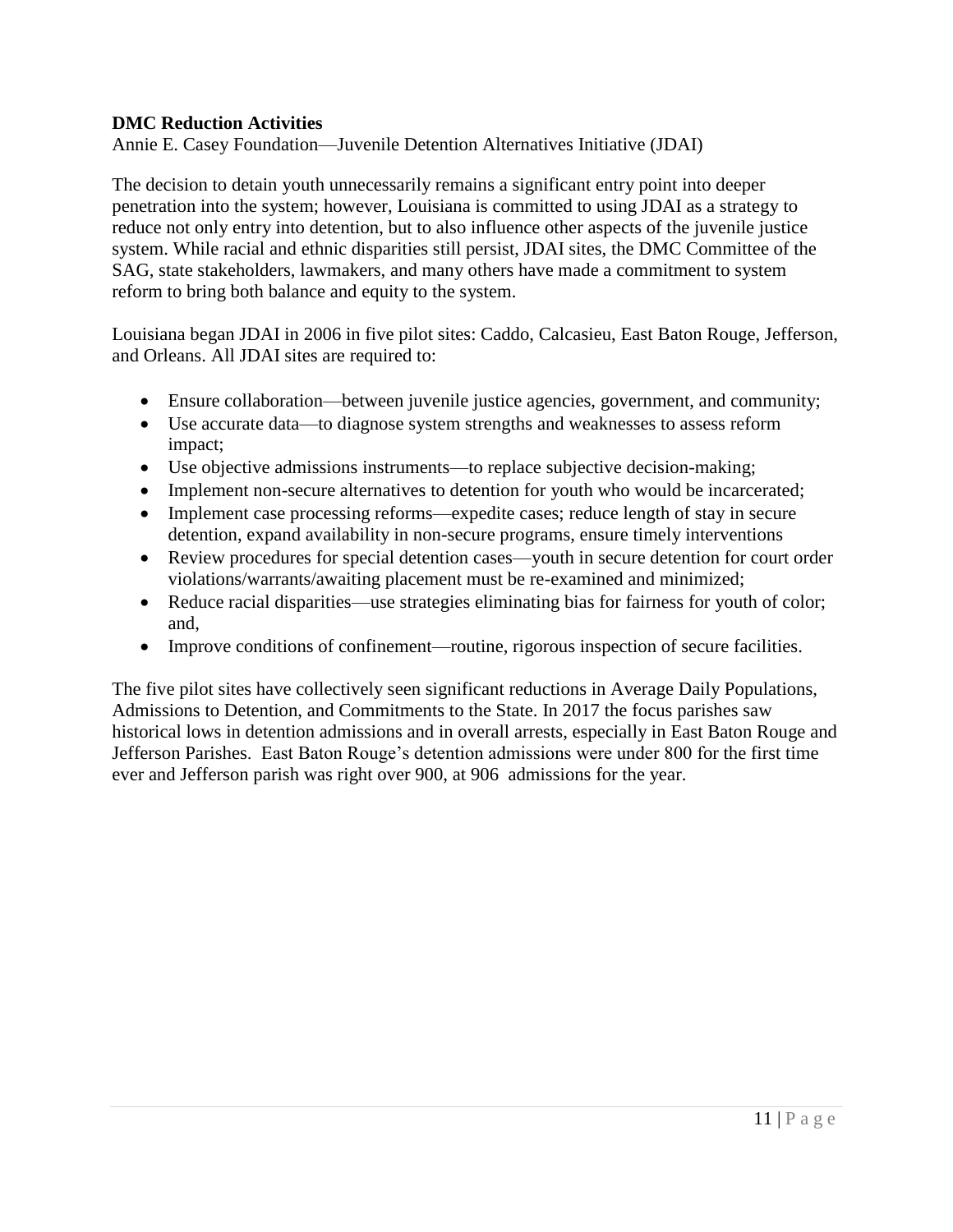**DMC Reduction Activities**

Annie E. Casey Foundation—Juvenile Detention Alternatives Initiative (JDAI)

The decision to detain youth unnecessarily remains a significant entry point into deeper penetration into the system; however, Louisiana is committed to using JDAI as a strategy to reduce not only entry into detention, but to also influence other aspects of the juvenile justice system. While racial and ethnic disparities still persist, JDAI sites, the DMC Committee of the SAG, state stakeholders, lawmakers, and many others have made a commitment to system reform to bring both balance and equity to the system.

Louisiana began JDAI in 2006 in five pilot sites: Caddo, Calcasieu, East Baton Rouge, Jefferson, and Orleans. All JDAI sites are required to:

- Ensure collaboration—between juvenile justice agencies, government, and community;
- Use accurate data—to diagnose system strengths and weaknesses to assess reform impact;
- Use objective admissions instruments—to replace subjective decision-making;
- Implement non-secure alternatives to detention for youth who would be incarcerated;
- Implement case processing reforms—expedite cases; reduce length of stay in secure detention, expand availability in non-secure programs, ensure timely interventions
- Review procedures for special detention cases—youth in secure detention for court order violations/warrants/awaiting placement must be re-examined and minimized;
- Reduce racial disparities—use strategies eliminating bias for fairness for youth of color; and,
- Improve conditions of confinement—routine, rigorous inspection of secure facilities.

The five pilot sites have collectively seen significant reductions in Average Daily Populations, Admissions to Detention, and Commitments to the State. In 2017 the focus parishes saw historical lows in detention admissions and in overall arrests, especially in East Baton Rouge and Jefferson Parishes. East Baton Rouge's detention admissions were under 800 for the first time ever and Jefferson parish was right over 900, at 906 admissions for the year.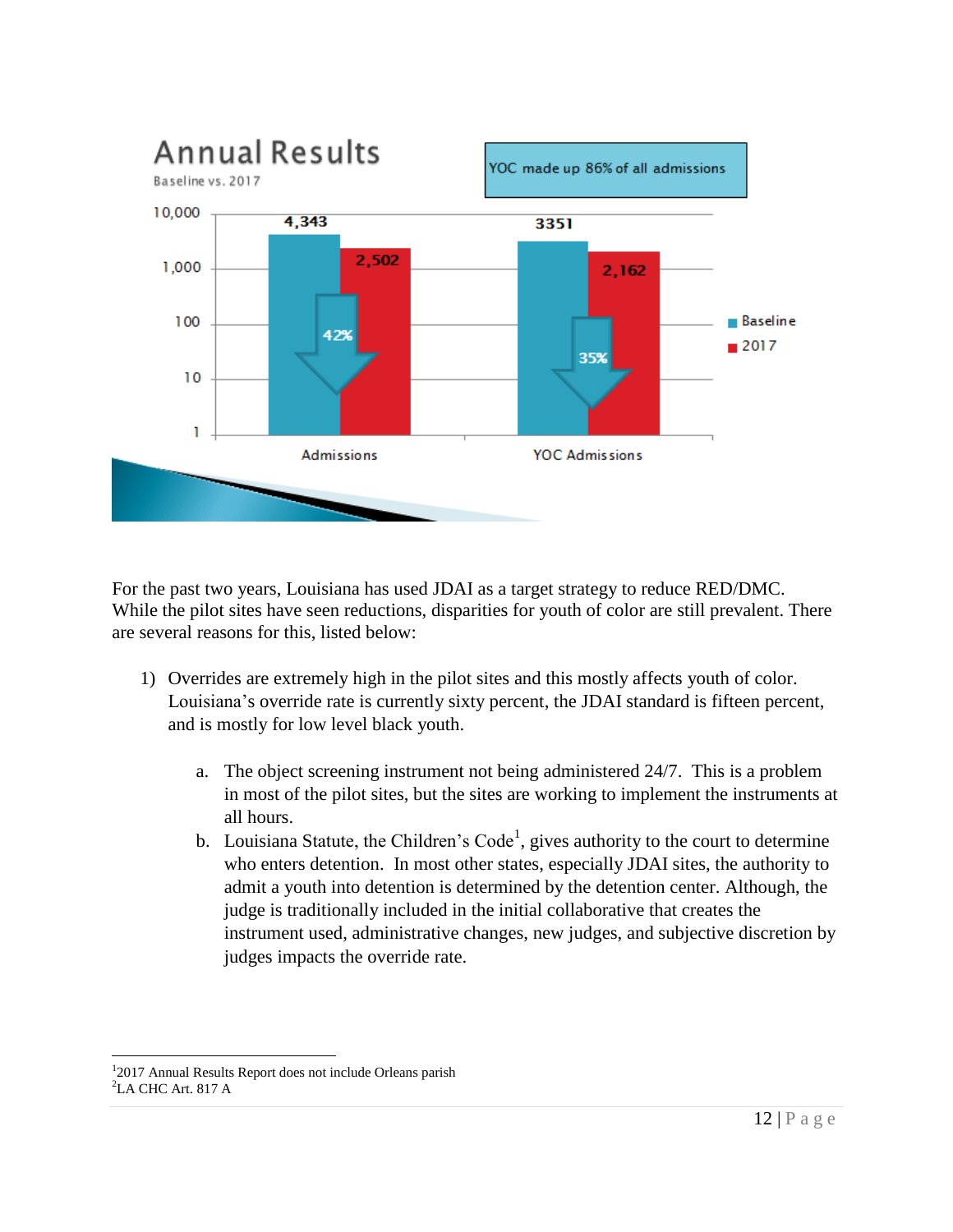## Annual Results

Baseline vs. 2017

YOC made up 86% of all admissions

| | Baseline | 2017 | Reduction |
|---|---|---|---|
| Admissions | 4,343 | 2,502 | 42% |
| YOC Admissions | 3351 | 2,162 | 35% |

For the past two years, Louisiana has used JDAI as a target strategy to reduce RED/DMC. While the pilot sites have seen reductions, disparities for youth of color are still prevalent. There are several reasons for this, listed below:

1) Overrides are extremely high in the pilot sites and this mostly affects youth of color. Louisiana's override rate is currently sixty percent, the JDAI standard is fifteen percent, and is mostly for low level black youth.

    a. The object screening instrument not being administered 24/7. This is a problem in most of the pilot sites, but the sites are working to implement the instruments at all hours.

    b. Louisiana Statute, the Children's Code[1], gives authority to the court to determine who enters detention. In most other states, especially JDAI sites, the authority to admit a youth into detention is determined by the detention center. Although, the judge is traditionally included in the initial collaborative that creates the instrument used, administrative changes, new judges, and subjective discretion by judges impacts the override rate.

---

[1]2017 Annual Results Report does not include Orleans parish

[2]LA CHC Art. 817 A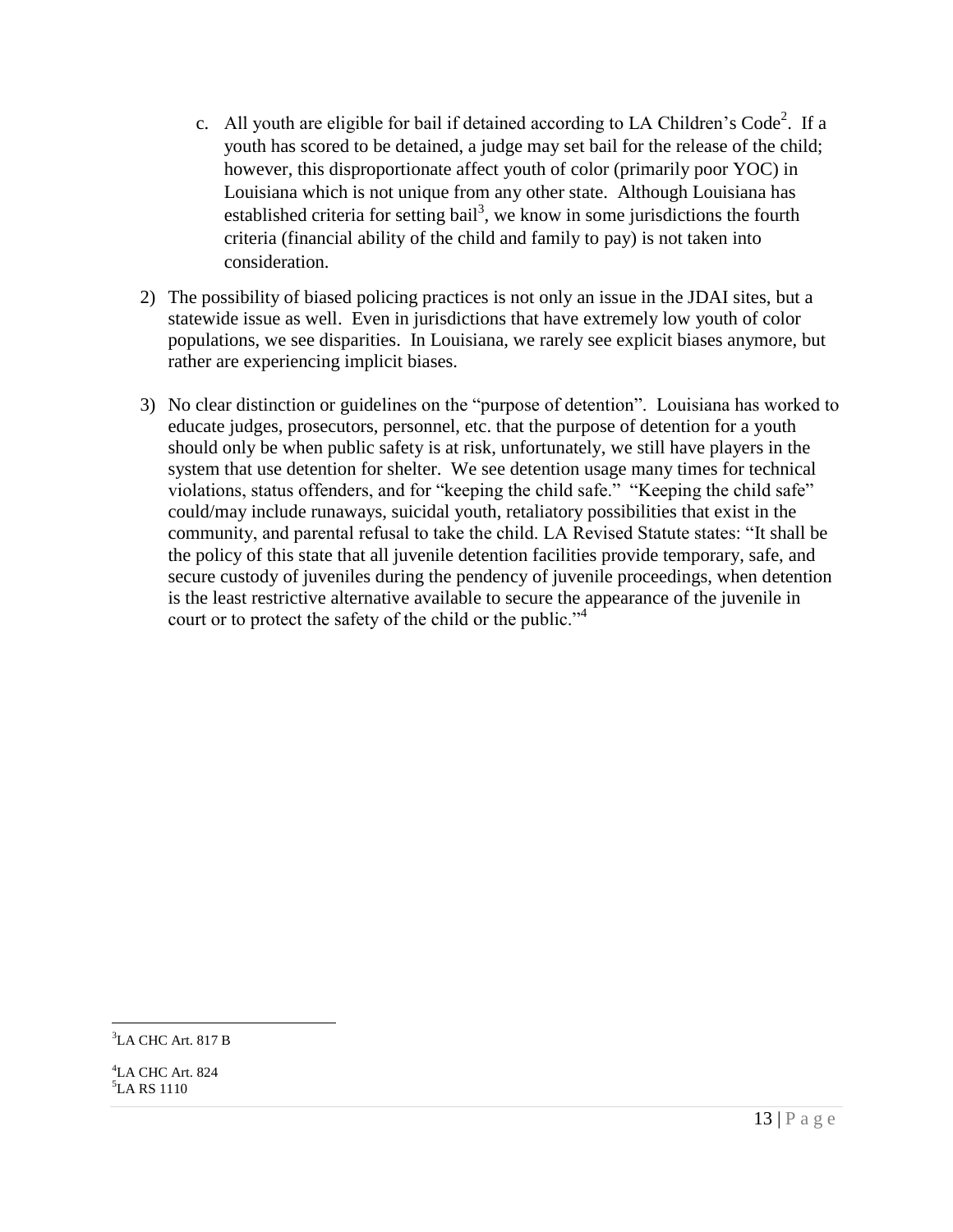c. All youth are eligible for bail if detained according to LA Children's Code[2]. If a youth has scored to be detained, a judge may set bail for the release of the child; however, this disproportionate affect youth of color (primarily poor YOC) in Louisiana which is not unique from any other state. Although Louisiana has established criteria for setting bail[3], we know in some jurisdictions the fourth criteria (financial ability of the child and family to pay) is not taken into consideration.

2) The possibility of biased policing practices is not only an issue in the JDAI sites, but a statewide issue as well. Even in jurisdictions that have extremely low youth of color populations, we see disparities. In Louisiana, we rarely see explicit biases anymore, but rather are experiencing implicit biases.

3) No clear distinction or guidelines on the "purpose of detention". Louisiana has worked to educate judges, prosecutors, personnel, etc. that the purpose of detention for a youth should only be when public safety is at risk, unfortunately, we still have players in the system that use detention for shelter. We see detention usage many times for technical violations, status offenders, and for "keeping the child safe." "Keeping the child safe" could/may include runaways, suicidal youth, retaliatory possibilities that exist in the community, and parental refusal to take the child. LA Revised Statute states: "It shall be the policy of this state that all juvenile detention facilities provide temporary, safe, and secure custody of juveniles during the pendency of juvenile proceedings, when detention is the least restrictive alternative available to secure the appearance of the juvenile in court or to protect the safety of the child or the public."[4]

---

[3] LA CHC Art. 817 B

[4] LA CHC Art. 824
[5] LA RS 1110